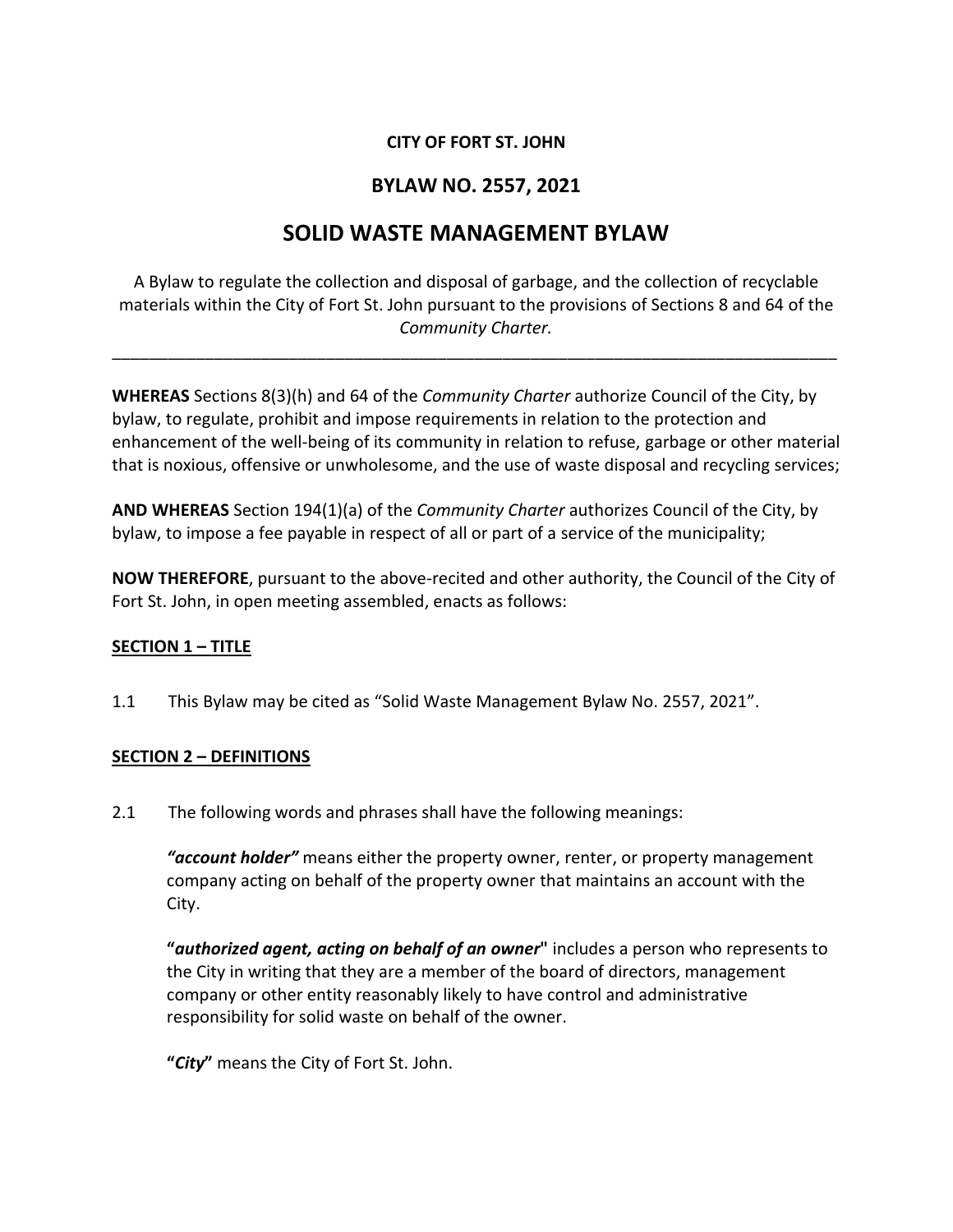**CITY OF FORT ST. JOHN**

## BYLAW NO. 2557, 2021

# SOLID WASTE MANAGEMENT BYLAW

A Bylaw to regulate the collection and disposal of garbage, and the collection of recyclable materials within the City of Fort St. John pursuant to the provisions of Sections 8 and 64 of the *Community Charter.*

---

**WHEREAS** Sections 8(3)(h) and 64 of the *Community Charter* authorize Council of the City, by bylaw, to regulate, prohibit and impose requirements in relation to the protection and enhancement of the well-being of its community in relation to refuse, garbage or other material that is noxious, offensive or unwholesome, and the use of waste disposal and recycling services;

**AND WHEREAS** Section 194(1)(a) of the *Community Charter* authorizes Council of the City, by bylaw, to impose a fee payable in respect of all or part of a service of the municipality;

**NOW THEREFORE**, pursuant to the above-recited and other authority, the Council of the City of Fort St. John, in open meeting assembled, enacts as follows:

**SECTION 1 – TITLE**

1.1 This Bylaw may be cited as "Solid Waste Management Bylaw No. 2557, 2021".

**SECTION 2 – DEFINITIONS**

2.1 The following words and phrases shall have the following meanings:

***"account holder"*** means either the property owner, renter, or property management company acting on behalf of the property owner that maintains an account with the City.

**"*authorized agent, acting on behalf of an owner*"** includes a person who represents to the City in writing that they are a member of the board of directors, management company or other entity reasonably likely to have control and administrative responsibility for solid waste on behalf of the owner.

**"*City*"** means the City of Fort St. John.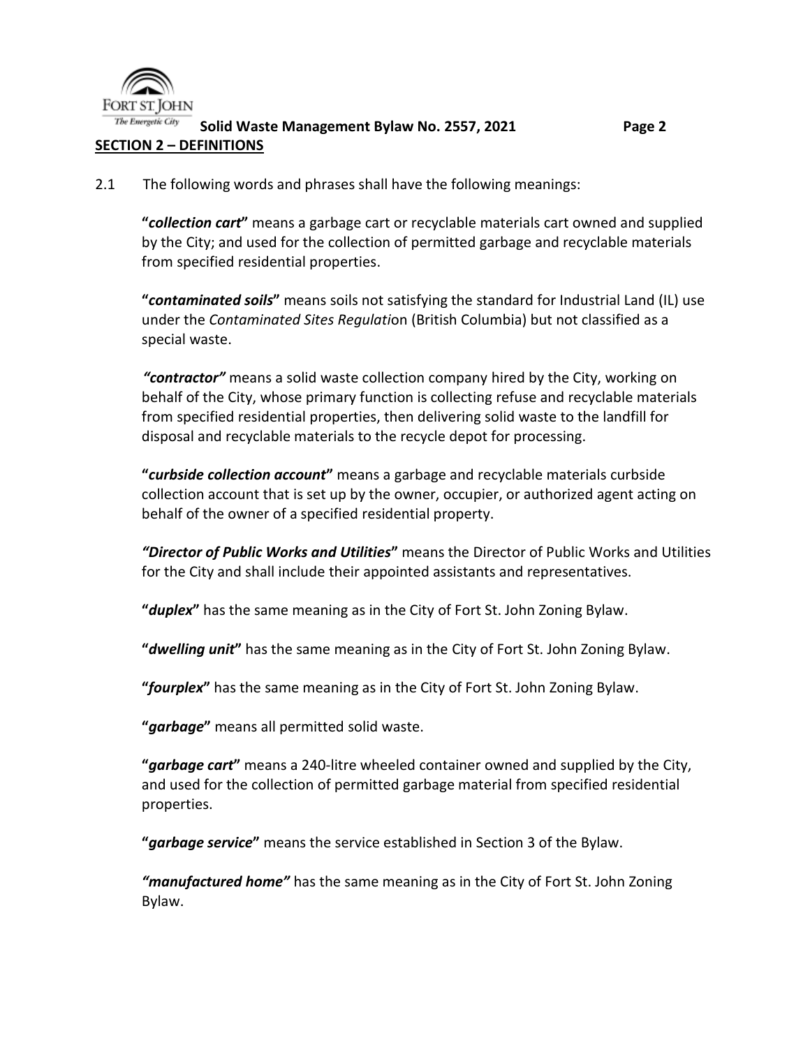## SECTION 2 – DEFINITIONS

2.1 The following words and phrases shall have the following meanings:

**"*collection cart*"** means a garbage cart or recyclable materials cart owned and supplied by the City; and used for the collection of permitted garbage and recyclable materials from specified residential properties.

**"*contaminated soils*"** means soils not satisfying the standard for Industrial Land (IL) use under the *Contaminated Sites Regulation* (British Columbia) but not classified as a special waste.

***"contractor"*** means a solid waste collection company hired by the City, working on behalf of the City, whose primary function is collecting refuse and recyclable materials from specified residential properties, then delivering solid waste to the landfill for disposal and recyclable materials to the recycle depot for processing.

**"*curbside collection account*"** means a garbage and recyclable materials curbside collection account that is set up by the owner, occupier, or authorized agent acting on behalf of the owner of a specified residential property.

***"Director of Public Works and Utilities*"** means the Director of Public Works and Utilities for the City and shall include their appointed assistants and representatives.

**"*duplex*"** has the same meaning as in the City of Fort St. John Zoning Bylaw.

**"*dwelling unit*"** has the same meaning as in the City of Fort St. John Zoning Bylaw.

**"*fourplex*"** has the same meaning as in the City of Fort St. John Zoning Bylaw.

**"*garbage*"** means all permitted solid waste.

**"*garbage cart*"** means a 240-litre wheeled container owned and supplied by the City, and used for the collection of permitted garbage material from specified residential properties.

**"*garbage service*"** means the service established in Section 3 of the Bylaw.

***"manufactured home"*** has the same meaning as in the City of Fort St. John Zoning Bylaw.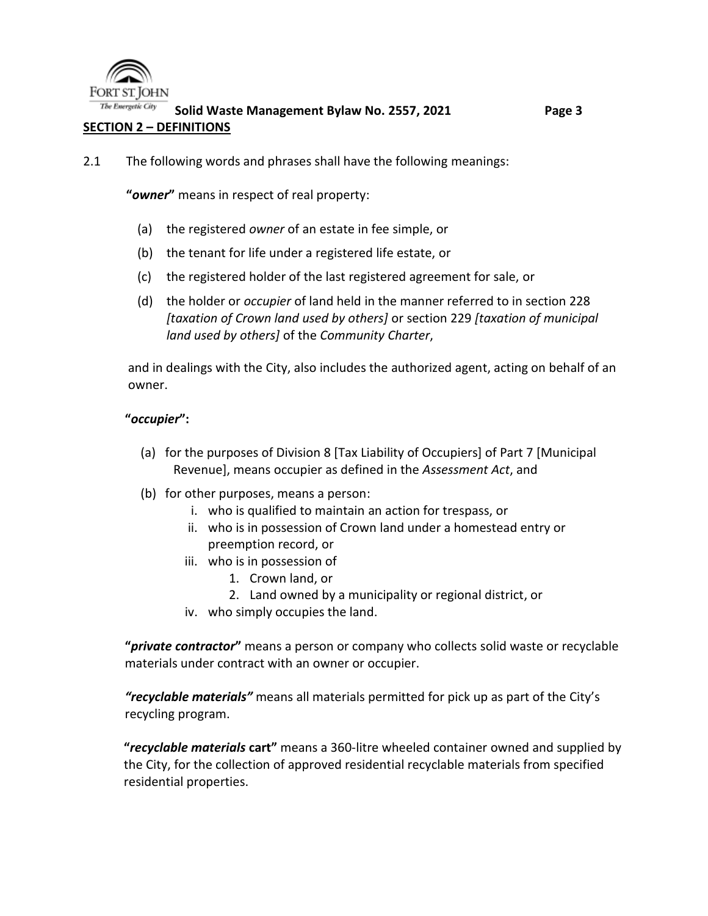**SECTION 2 – DEFINITIONS**

2.1 The following words and phrases shall have the following meanings:

**"*owner*"** means in respect of real property:

(a) the registered *owner* of an estate in fee simple, or

(b) the tenant for life under a registered life estate, or

(c) the registered holder of the last registered agreement for sale, or

(d) the holder or *occupier* of land held in the manner referred to in section 228 *[taxation of Crown land used by others]* or section 229 *[taxation of municipal land used by others]* of the *Community Charter*,

and in dealings with the City, also includes the authorized agent, acting on behalf of an owner.

**"*occupier*":**

(a) for the purposes of Division 8 [Tax Liability of Occupiers] of Part 7 [Municipal Revenue], means occupier as defined in the *Assessment Act*, and

(b) for other purposes, means a person:

  i. who is qualified to maintain an action for trespass, or
  ii. who is in possession of Crown land under a homestead entry or preemption record, or
  iii. who is in possession of
    1. Crown land, or
    2. Land owned by a municipality or regional district, or
  iv. who simply occupies the land.

**"*private contractor*"** means a person or company who collects solid waste or recyclable materials under contract with an owner or occupier.

***"recyclable materials"*** means all materials permitted for pick up as part of the City's recycling program.

**"*recyclable materials* cart"** means a 360-litre wheeled container owned and supplied by the City, for the collection of approved residential recyclable materials from specified residential properties.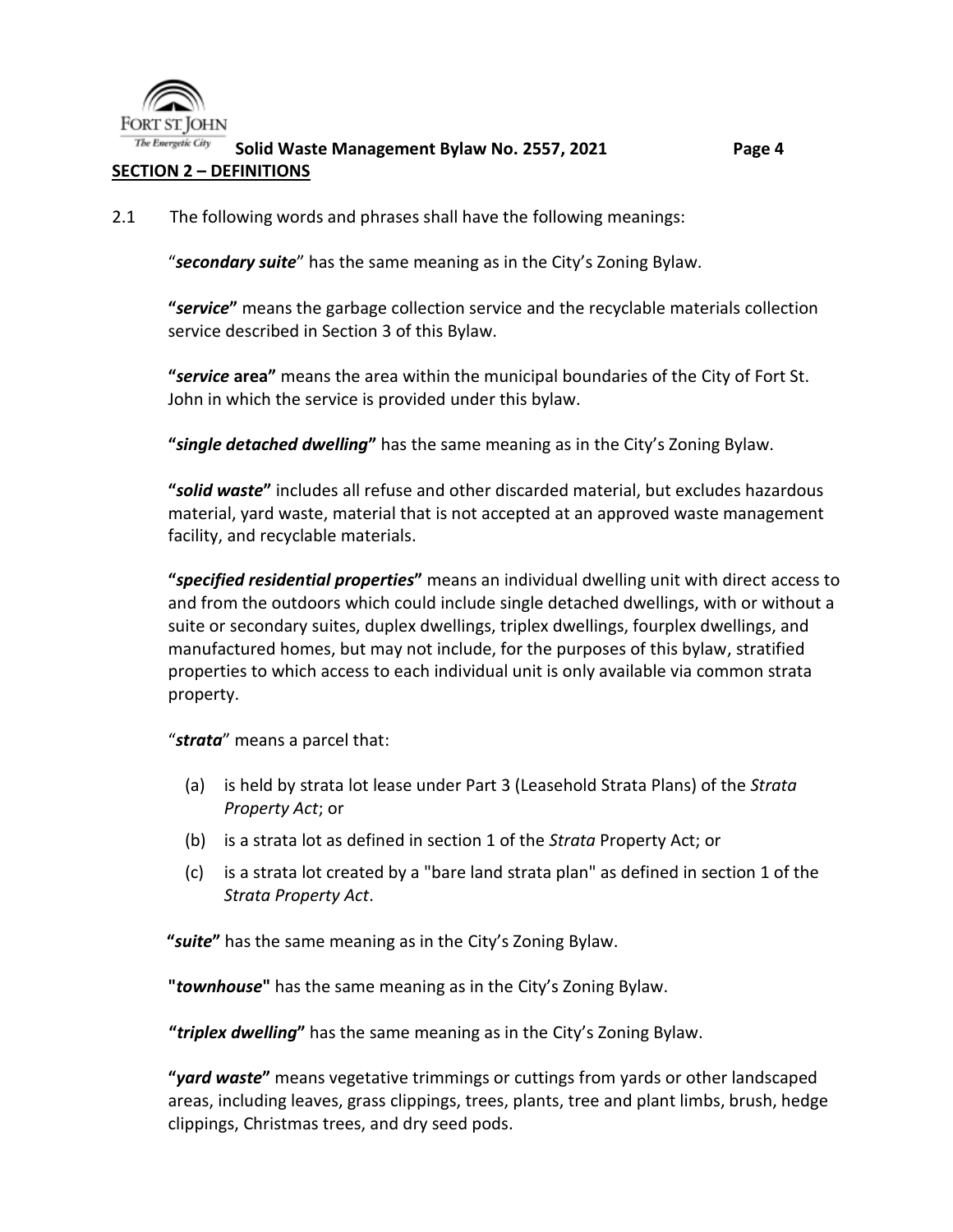## SECTION 2 – DEFINITIONS

2.1 The following words and phrases shall have the following meanings:

"***secondary suite***" has the same meaning as in the City's Zoning Bylaw.

**"*service*"** means the garbage collection service and the recyclable materials collection service described in Section 3 of this Bylaw.

**"*service* area"** means the area within the municipal boundaries of the City of Fort St. John in which the service is provided under this bylaw.

**"*single detached dwelling*"** has the same meaning as in the City's Zoning Bylaw.

**"*solid waste*"** includes all refuse and other discarded material, but excludes hazardous material, yard waste, material that is not accepted at an approved waste management facility, and recyclable materials.

**"*specified residential properties*"** means an individual dwelling unit with direct access to and from the outdoors which could include single detached dwellings, with or without a suite or secondary suites, duplex dwellings, triplex dwellings, fourplex dwellings, and manufactured homes, but may not include, for the purposes of this bylaw, stratified properties to which access to each individual unit is only available via common strata property.

"***strata***" means a parcel that:

(a) is held by strata lot lease under Part 3 (Leasehold Strata Plans) of the *Strata Property Act*; or

(b) is a strata lot as defined in section 1 of the *Strata* Property Act; or

(c) is a strata lot created by a "bare land strata plan" as defined in section 1 of the *Strata Property Act*.

**"*suite*"** has the same meaning as in the City's Zoning Bylaw.

**"*townhouse*"** has the same meaning as in the City's Zoning Bylaw.

**"*triplex dwelling*"** has the same meaning as in the City's Zoning Bylaw.

**"*yard waste*"** means vegetative trimmings or cuttings from yards or other landscaped areas, including leaves, grass clippings, trees, plants, tree and plant limbs, brush, hedge clippings, Christmas trees, and dry seed pods.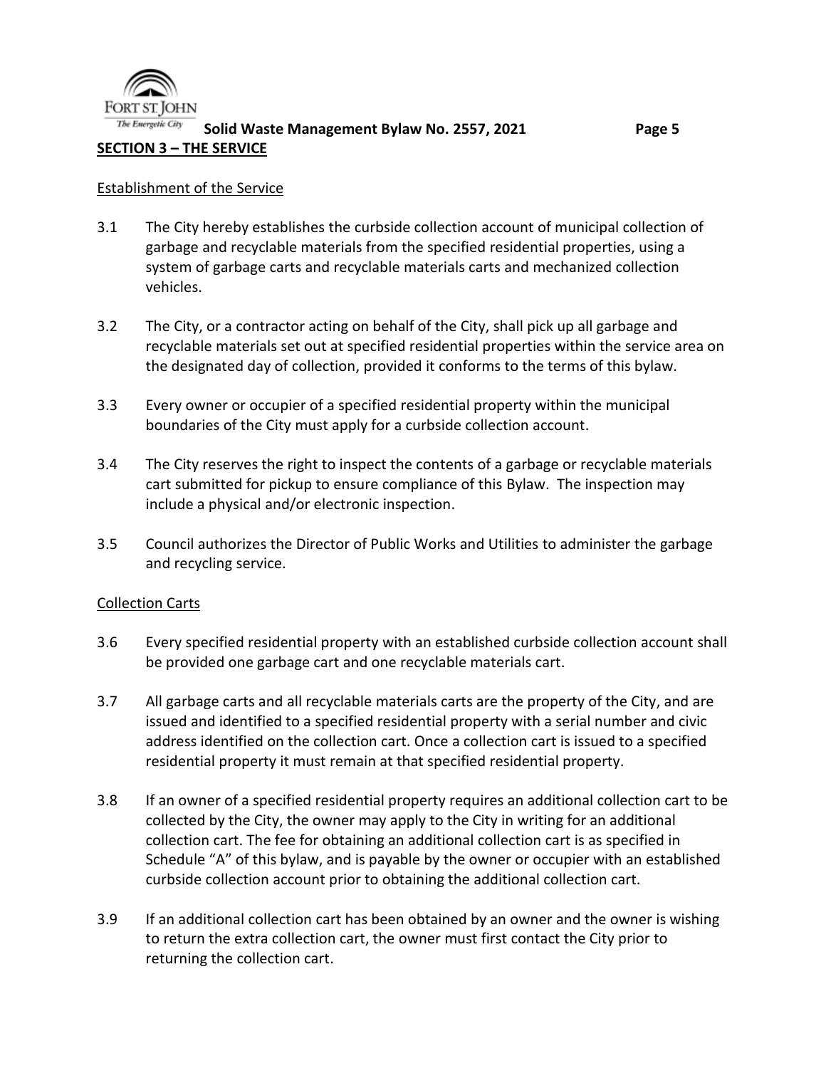## SECTION 3 – THE SERVICE

Establishment of the Service

3.1 The City hereby establishes the curbside collection account of municipal collection of garbage and recyclable materials from the specified residential properties, using a system of garbage carts and recyclable materials carts and mechanized collection vehicles.

3.2 The City, or a contractor acting on behalf of the City, shall pick up all garbage and recyclable materials set out at specified residential properties within the service area on the designated day of collection, provided it conforms to the terms of this bylaw.

3.3 Every owner or occupier of a specified residential property within the municipal boundaries of the City must apply for a curbside collection account.

3.4 The City reserves the right to inspect the contents of a garbage or recyclable materials cart submitted for pickup to ensure compliance of this Bylaw. The inspection may include a physical and/or electronic inspection.

3.5 Council authorizes the Director of Public Works and Utilities to administer the garbage and recycling service.

Collection Carts

3.6 Every specified residential property with an established curbside collection account shall be provided one garbage cart and one recyclable materials cart.

3.7 All garbage carts and all recyclable materials carts are the property of the City, and are issued and identified to a specified residential property with a serial number and civic address identified on the collection cart. Once a collection cart is issued to a specified residential property it must remain at that specified residential property.

3.8 If an owner of a specified residential property requires an additional collection cart to be collected by the City, the owner may apply to the City in writing for an additional collection cart. The fee for obtaining an additional collection cart is as specified in Schedule "A" of this bylaw, and is payable by the owner or occupier with an established curbside collection account prior to obtaining the additional collection cart.

3.9 If an additional collection cart has been obtained by an owner and the owner is wishing to return the extra collection cart, the owner must first contact the City prior to returning the collection cart.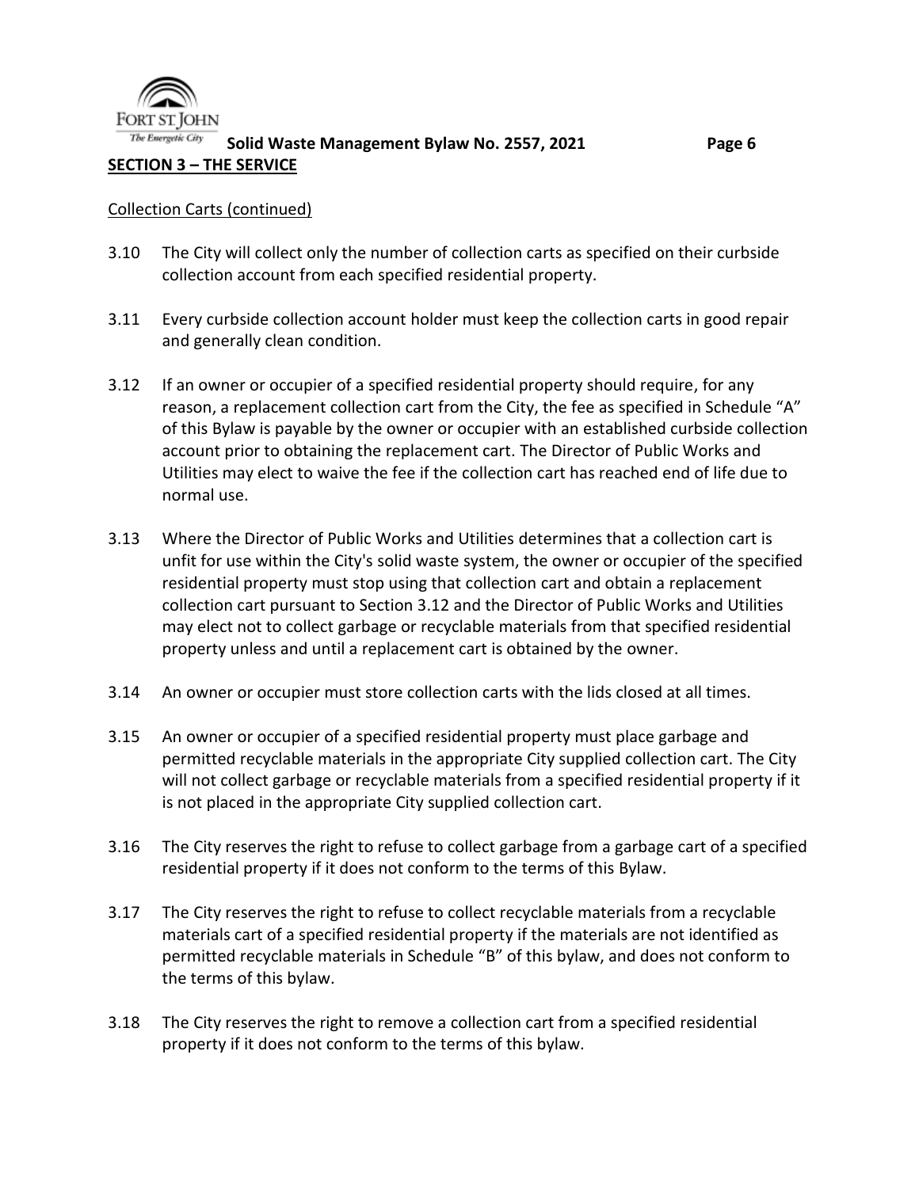## SECTION 3 – THE SERVICE

Collection Carts (continued)

3.10 The City will collect only the number of collection carts as specified on their curbside collection account from each specified residential property.

3.11 Every curbside collection account holder must keep the collection carts in good repair and generally clean condition.

3.12 If an owner or occupier of a specified residential property should require, for any reason, a replacement collection cart from the City, the fee as specified in Schedule "A" of this Bylaw is payable by the owner or occupier with an established curbside collection account prior to obtaining the replacement cart. The Director of Public Works and Utilities may elect to waive the fee if the collection cart has reached end of life due to normal use.

3.13 Where the Director of Public Works and Utilities determines that a collection cart is unfit for use within the City's solid waste system, the owner or occupier of the specified residential property must stop using that collection cart and obtain a replacement collection cart pursuant to Section 3.12 and the Director of Public Works and Utilities may elect not to collect garbage or recyclable materials from that specified residential property unless and until a replacement cart is obtained by the owner.

3.14 An owner or occupier must store collection carts with the lids closed at all times.

3.15 An owner or occupier of a specified residential property must place garbage and permitted recyclable materials in the appropriate City supplied collection cart. The City will not collect garbage or recyclable materials from a specified residential property if it is not placed in the appropriate City supplied collection cart.

3.16 The City reserves the right to refuse to collect garbage from a garbage cart of a specified residential property if it does not conform to the terms of this Bylaw.

3.17 The City reserves the right to refuse to collect recyclable materials from a recyclable materials cart of a specified residential property if the materials are not identified as permitted recyclable materials in Schedule "B" of this bylaw, and does not conform to the terms of this bylaw.

3.18 The City reserves the right to remove a collection cart from a specified residential property if it does not conform to the terms of this bylaw.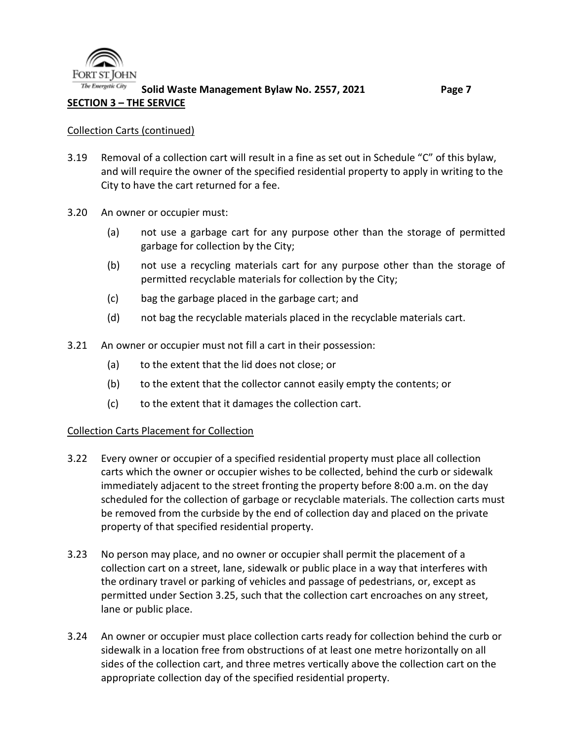## SECTION 3 – THE SERVICE

Collection Carts (continued)

3.19 Removal of a collection cart will result in a fine as set out in Schedule "C" of this bylaw, and will require the owner of the specified residential property to apply in writing to the City to have the cart returned for a fee.

3.20 An owner or occupier must:

- (a) not use a garbage cart for any purpose other than the storage of permitted garbage for collection by the City;
- (b) not use a recycling materials cart for any purpose other than the storage of permitted recyclable materials for collection by the City;
- (c) bag the garbage placed in the garbage cart; and
- (d) not bag the recyclable materials placed in the recyclable materials cart.

3.21 An owner or occupier must not fill a cart in their possession:

- (a) to the extent that the lid does not close; or
- (b) to the extent that the collector cannot easily empty the contents; or
- (c) to the extent that it damages the collection cart.

Collection Carts Placement for Collection

3.22 Every owner or occupier of a specified residential property must place all collection carts which the owner or occupier wishes to be collected, behind the curb or sidewalk immediately adjacent to the street fronting the property before 8:00 a.m. on the day scheduled for the collection of garbage or recyclable materials. The collection carts must be removed from the curbside by the end of collection day and placed on the private property of that specified residential property.

3.23 No person may place, and no owner or occupier shall permit the placement of a collection cart on a street, lane, sidewalk or public place in a way that interferes with the ordinary travel or parking of vehicles and passage of pedestrians, or, except as permitted under Section 3.25, such that the collection cart encroaches on any street, lane or public place.

3.24 An owner or occupier must place collection carts ready for collection behind the curb or sidewalk in a location free from obstructions of at least one metre horizontally on all sides of the collection cart, and three metres vertically above the collection cart on the appropriate collection day of the specified residential property.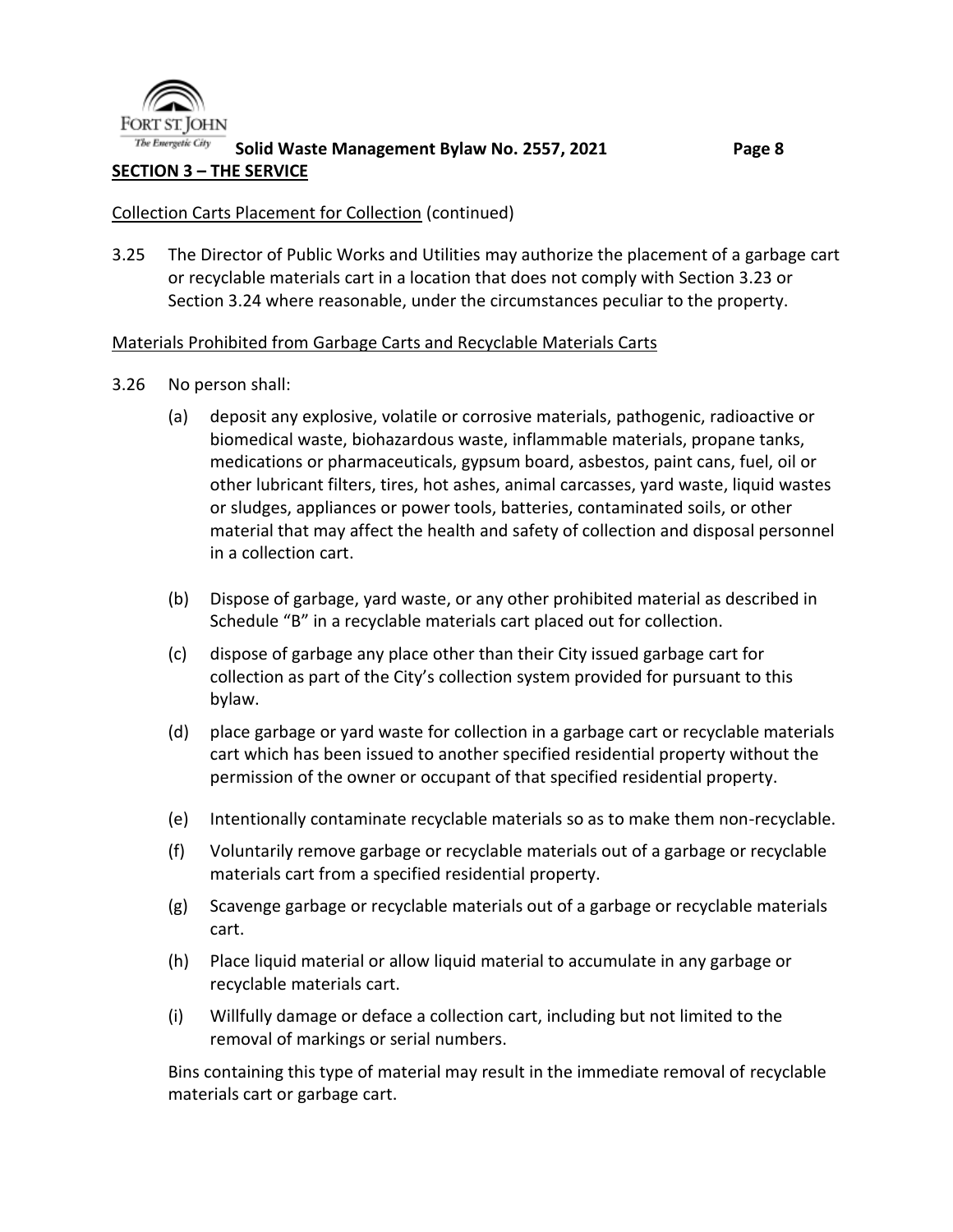**SECTION 3 – THE SERVICE**

Collection Carts Placement for Collection (continued)

3.25 The Director of Public Works and Utilities may authorize the placement of a garbage cart or recyclable materials cart in a location that does not comply with Section 3.23 or Section 3.24 where reasonable, under the circumstances peculiar to the property.

Materials Prohibited from Garbage Carts and Recyclable Materials Carts

3.26 No person shall:

(a) deposit any explosive, volatile or corrosive materials, pathogenic, radioactive or biomedical waste, biohazardous waste, inflammable materials, propane tanks, medications or pharmaceuticals, gypsum board, asbestos, paint cans, fuel, oil or other lubricant filters, tires, hot ashes, animal carcasses, yard waste, liquid wastes or sludges, appliances or power tools, batteries, contaminated soils, or other material that may affect the health and safety of collection and disposal personnel in a collection cart.

(b) Dispose of garbage, yard waste, or any other prohibited material as described in Schedule "B" in a recyclable materials cart placed out for collection.

(c) dispose of garbage any place other than their City issued garbage cart for collection as part of the City's collection system provided for pursuant to this bylaw.

(d) place garbage or yard waste for collection in a garbage cart or recyclable materials cart which has been issued to another specified residential property without the permission of the owner or occupant of that specified residential property.

(e) Intentionally contaminate recyclable materials so as to make them non-recyclable.

(f) Voluntarily remove garbage or recyclable materials out of a garbage or recyclable materials cart from a specified residential property.

(g) Scavenge garbage or recyclable materials out of a garbage or recyclable materials cart.

(h) Place liquid material or allow liquid material to accumulate in any garbage or recyclable materials cart.

(i) Willfully damage or deface a collection cart, including but not limited to the removal of markings or serial numbers.

Bins containing this type of material may result in the immediate removal of recyclable materials cart or garbage cart.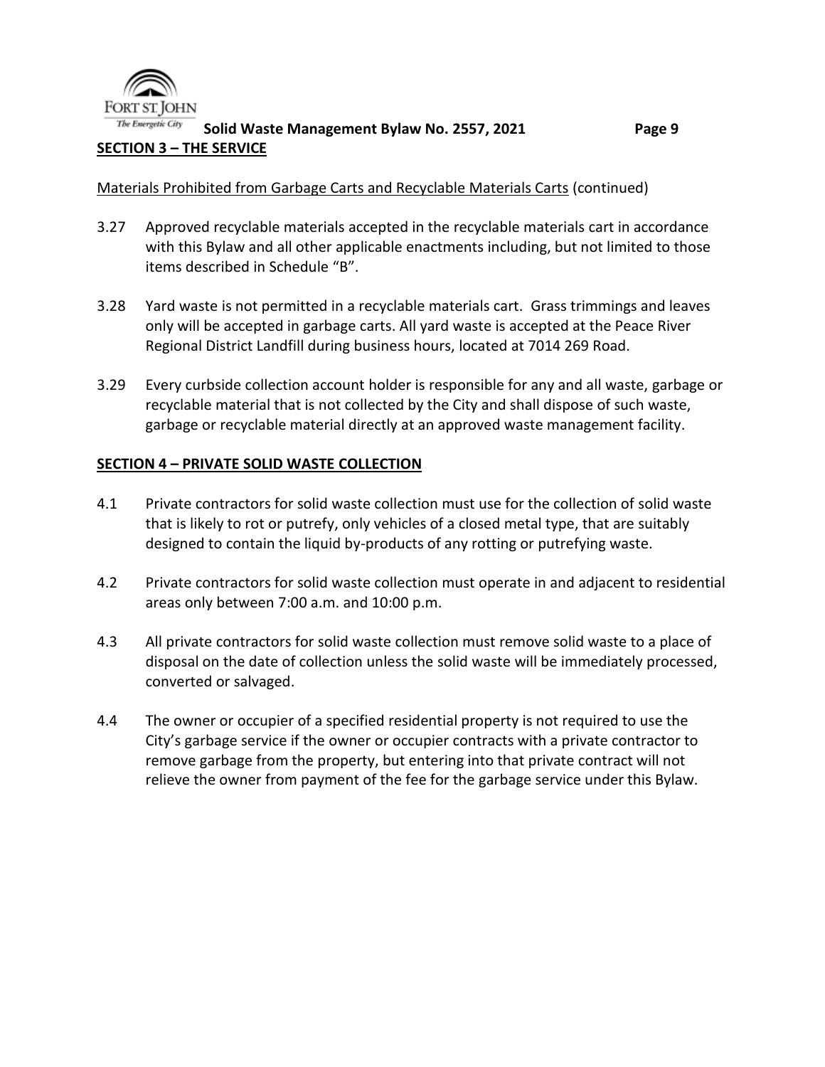## SECTION 3 – THE SERVICE

Materials Prohibited from Garbage Carts and Recyclable Materials Carts (continued)

3.27 Approved recyclable materials accepted in the recyclable materials cart in accordance with this Bylaw and all other applicable enactments including, but not limited to those items described in Schedule "B".

3.28 Yard waste is not permitted in a recyclable materials cart. Grass trimmings and leaves only will be accepted in garbage carts. All yard waste is accepted at the Peace River Regional District Landfill during business hours, located at 7014 269 Road.

3.29 Every curbside collection account holder is responsible for any and all waste, garbage or recyclable material that is not collected by the City and shall dispose of such waste, garbage or recyclable material directly at an approved waste management facility.

## SECTION 4 – PRIVATE SOLID WASTE COLLECTION

4.1 Private contractors for solid waste collection must use for the collection of solid waste that is likely to rot or putrefy, only vehicles of a closed metal type, that are suitably designed to contain the liquid by-products of any rotting or putrefying waste.

4.2 Private contractors for solid waste collection must operate in and adjacent to residential areas only between 7:00 a.m. and 10:00 p.m.

4.3 All private contractors for solid waste collection must remove solid waste to a place of disposal on the date of collection unless the solid waste will be immediately processed, converted or salvaged.

4.4 The owner or occupier of a specified residential property is not required to use the City's garbage service if the owner or occupier contracts with a private contractor to remove garbage from the property, but entering into that private contract will not relieve the owner from payment of the fee for the garbage service under this Bylaw.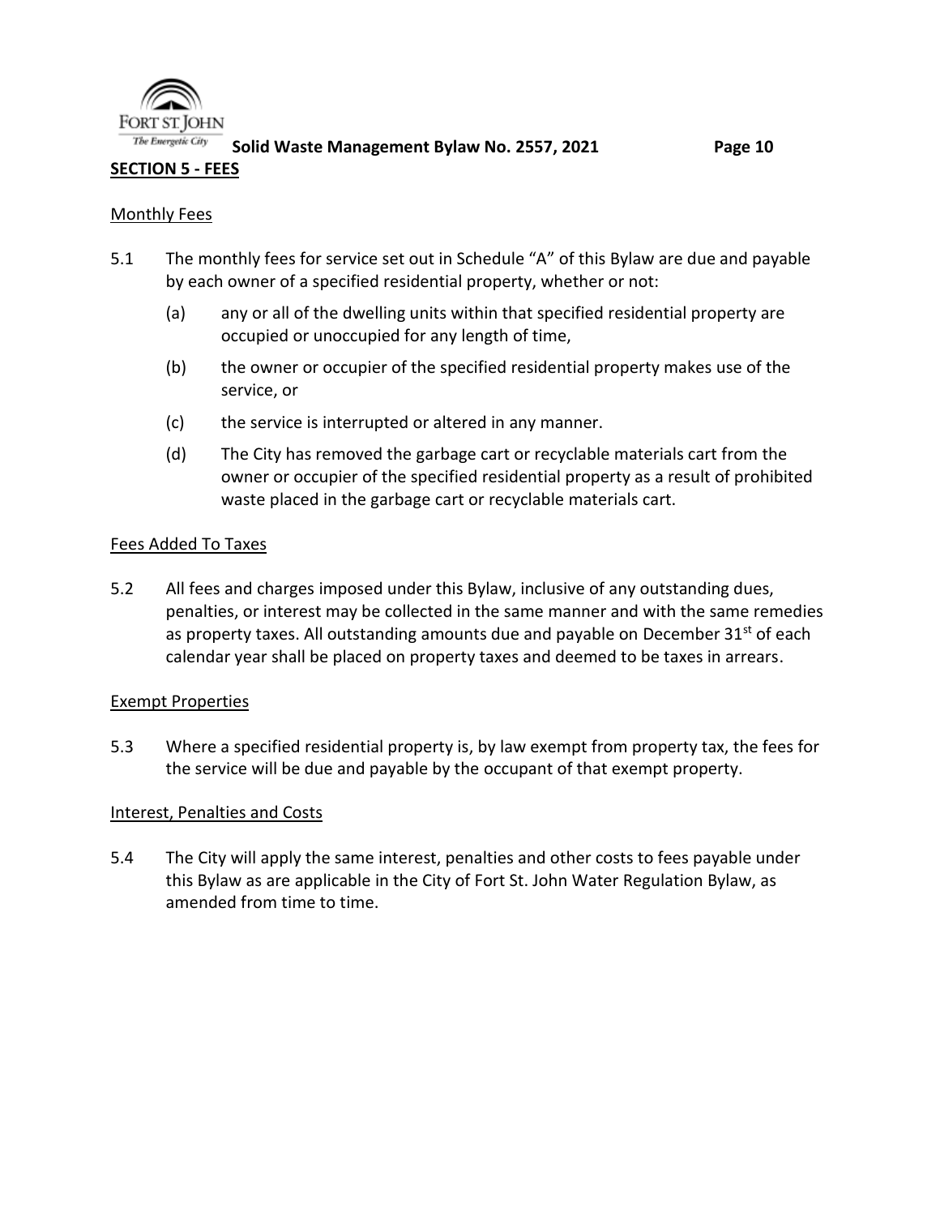## SECTION 5 - FEES

Monthly Fees

5.1 The monthly fees for service set out in Schedule "A" of this Bylaw are due and payable by each owner of a specified residential property, whether or not:

(a) any or all of the dwelling units within that specified residential property are occupied or unoccupied for any length of time,

(b) the owner or occupier of the specified residential property makes use of the service, or

(c) the service is interrupted or altered in any manner.

(d) The City has removed the garbage cart or recyclable materials cart from the owner or occupier of the specified residential property as a result of prohibited waste placed in the garbage cart or recyclable materials cart.

Fees Added To Taxes

5.2 All fees and charges imposed under this Bylaw, inclusive of any outstanding dues, penalties, or interest may be collected in the same manner and with the same remedies as property taxes. All outstanding amounts due and payable on December 31st of each calendar year shall be placed on property taxes and deemed to be taxes in arrears.

Exempt Properties

5.3 Where a specified residential property is, by law exempt from property tax, the fees for the service will be due and payable by the occupant of that exempt property.

Interest, Penalties and Costs

5.4 The City will apply the same interest, penalties and other costs to fees payable under this Bylaw as are applicable in the City of Fort St. John Water Regulation Bylaw, as amended from time to time.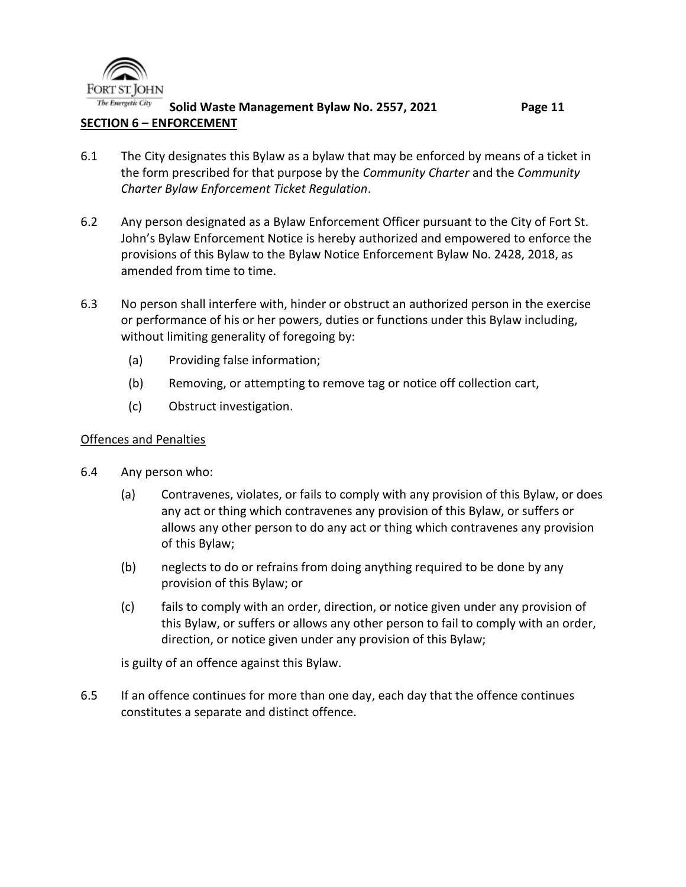## SECTION 6 – ENFORCEMENT

6.1 The City designates this Bylaw as a bylaw that may be enforced by means of a ticket in the form prescribed for that purpose by the *Community Charter* and the *Community Charter Bylaw Enforcement Ticket Regulation*.

6.2 Any person designated as a Bylaw Enforcement Officer pursuant to the City of Fort St. John's Bylaw Enforcement Notice is hereby authorized and empowered to enforce the provisions of this Bylaw to the Bylaw Notice Enforcement Bylaw No. 2428, 2018, as amended from time to time.

6.3 No person shall interfere with, hinder or obstruct an authorized person in the exercise or performance of his or her powers, duties or functions under this Bylaw including, without limiting generality of foregoing by:

- (a) Providing false information;
- (b) Removing, or attempting to remove tag or notice off collection cart,
- (c) Obstruct investigation.

### Offences and Penalties

6.4 Any person who:

- (a) Contravenes, violates, or fails to comply with any provision of this Bylaw, or does any act or thing which contravenes any provision of this Bylaw, or suffers or allows any other person to do any act or thing which contravenes any provision of this Bylaw;
- (b) neglects to do or refrains from doing anything required to be done by any provision of this Bylaw; or
- (c) fails to comply with an order, direction, or notice given under any provision of this Bylaw, or suffers or allows any other person to fail to comply with an order, direction, or notice given under any provision of this Bylaw;

is guilty of an offence against this Bylaw.

6.5 If an offence continues for more than one day, each day that the offence continues constitutes a separate and distinct offence.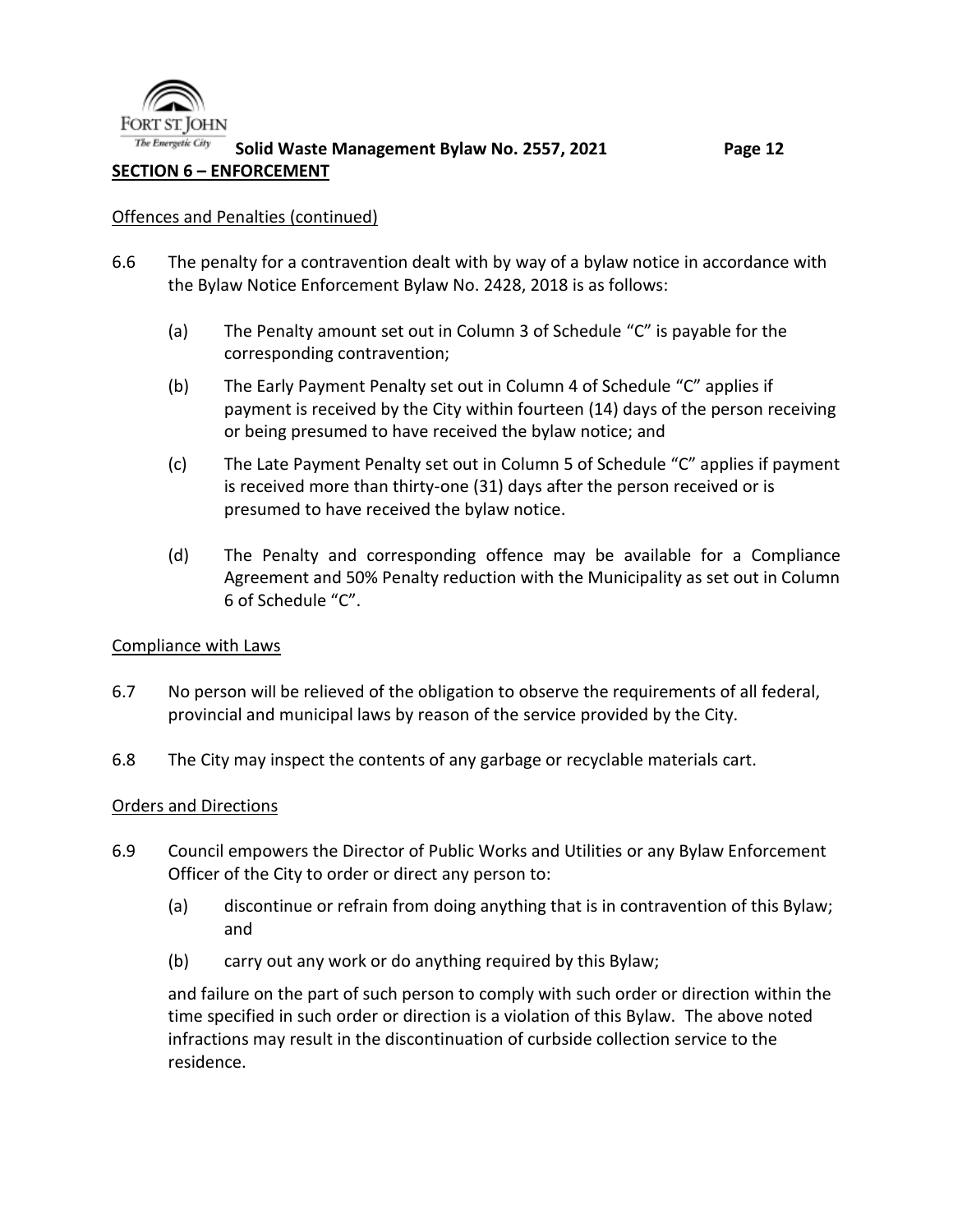## SECTION 6 – ENFORCEMENT

Offences and Penalties (continued)

6.6 The penalty for a contravention dealt with by way of a bylaw notice in accordance with the Bylaw Notice Enforcement Bylaw No. 2428, 2018 is as follows:

(a) The Penalty amount set out in Column 3 of Schedule "C" is payable for the corresponding contravention;

(b) The Early Payment Penalty set out in Column 4 of Schedule "C" applies if payment is received by the City within fourteen (14) days of the person receiving or being presumed to have received the bylaw notice; and

(c) The Late Payment Penalty set out in Column 5 of Schedule "C" applies if payment is received more than thirty-one (31) days after the person received or is presumed to have received the bylaw notice.

(d) The Penalty and corresponding offence may be available for a Compliance Agreement and 50% Penalty reduction with the Municipality as set out in Column 6 of Schedule "C".

Compliance with Laws

6.7 No person will be relieved of the obligation to observe the requirements of all federal, provincial and municipal laws by reason of the service provided by the City.

6.8 The City may inspect the contents of any garbage or recyclable materials cart.

Orders and Directions

6.9 Council empowers the Director of Public Works and Utilities or any Bylaw Enforcement Officer of the City to order or direct any person to:

(a) discontinue or refrain from doing anything that is in contravention of this Bylaw; and

(b) carry out any work or do anything required by this Bylaw;

and failure on the part of such person to comply with such order or direction within the time specified in such order or direction is a violation of this Bylaw. The above noted infractions may result in the discontinuation of curbside collection service to the residence.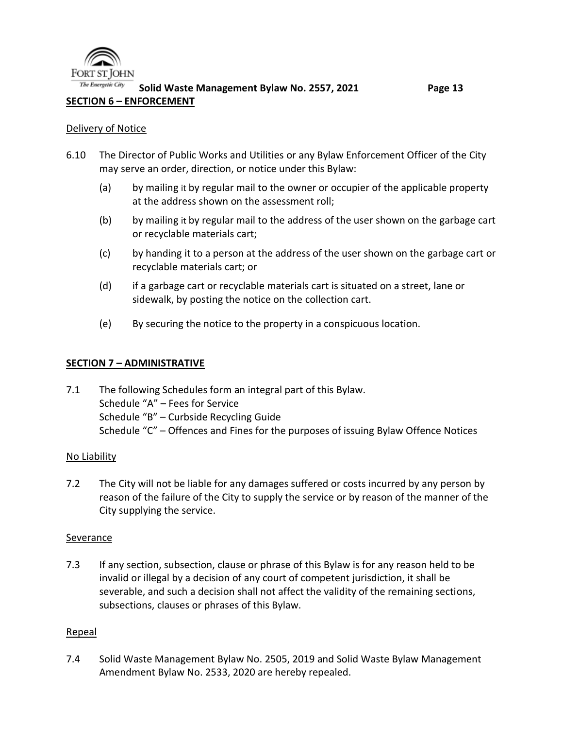## SECTION 6 – ENFORCEMENT

Delivery of Notice

6.10 The Director of Public Works and Utilities or any Bylaw Enforcement Officer of the City may serve an order, direction, or notice under this Bylaw:

(a) by mailing it by regular mail to the owner or occupier of the applicable property at the address shown on the assessment roll;

(b) by mailing it by regular mail to the address of the user shown on the garbage cart or recyclable materials cart;

(c) by handing it to a person at the address of the user shown on the garbage cart or recyclable materials cart; or

(d) if a garbage cart or recyclable materials cart is situated on a street, lane or sidewalk, by posting the notice on the collection cart.

(e) By securing the notice to the property in a conspicuous location.

## SECTION 7 – ADMINISTRATIVE

7.1 The following Schedules form an integral part of this Bylaw.
Schedule "A" – Fees for Service
Schedule "B" – Curbside Recycling Guide
Schedule "C" – Offences and Fines for the purposes of issuing Bylaw Offence Notices

No Liability

7.2 The City will not be liable for any damages suffered or costs incurred by any person by reason of the failure of the City to supply the service or by reason of the manner of the City supplying the service.

Severance

7.3 If any section, subsection, clause or phrase of this Bylaw is for any reason held to be invalid or illegal by a decision of any court of competent jurisdiction, it shall be severable, and such a decision shall not affect the validity of the remaining sections, subsections, clauses or phrases of this Bylaw.

Repeal

7.4 Solid Waste Management Bylaw No. 2505, 2019 and Solid Waste Bylaw Management Amendment Bylaw No. 2533, 2020 are hereby repealed.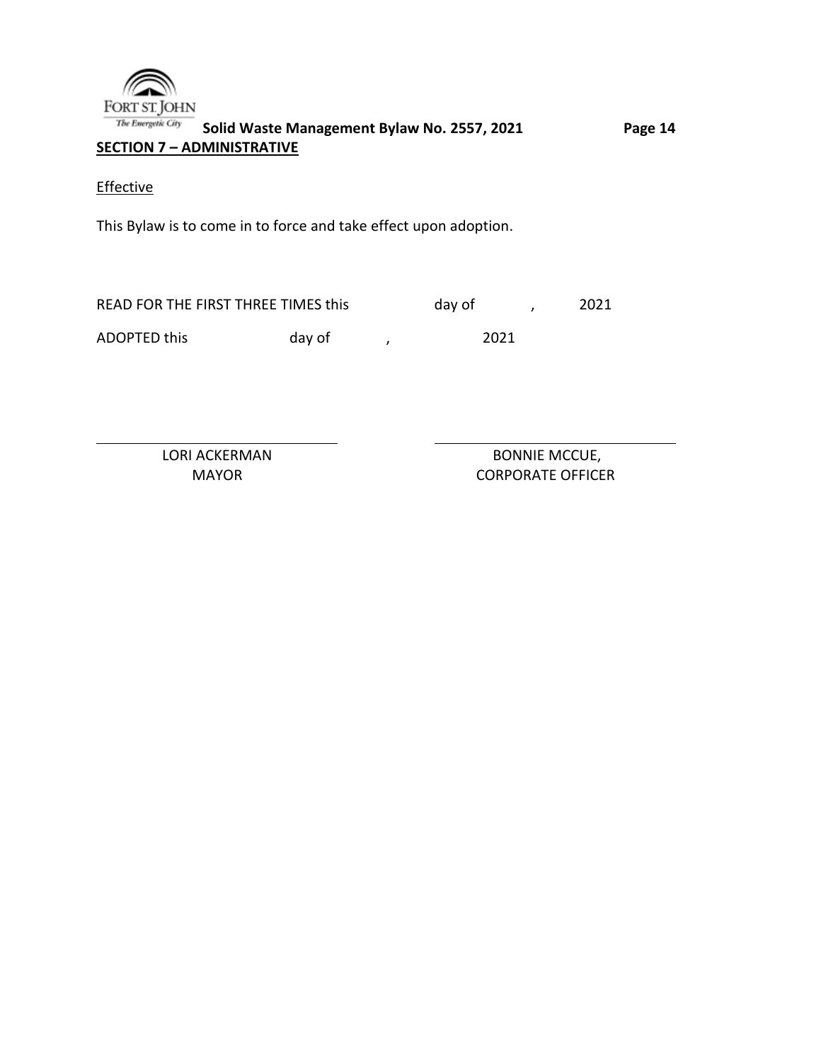## SECTION 7 – ADMINISTRATIVE

Effective

This Bylaw is to come in to force and take effect upon adoption.

READ FOR THE FIRST THREE TIMES this day of , 2021

ADOPTED this day of , 2021

| | |
|---|---|
| LORI ACKERMAN<br>MAYOR | BONNIE MCCUE,<br>CORPORATE OFFICER |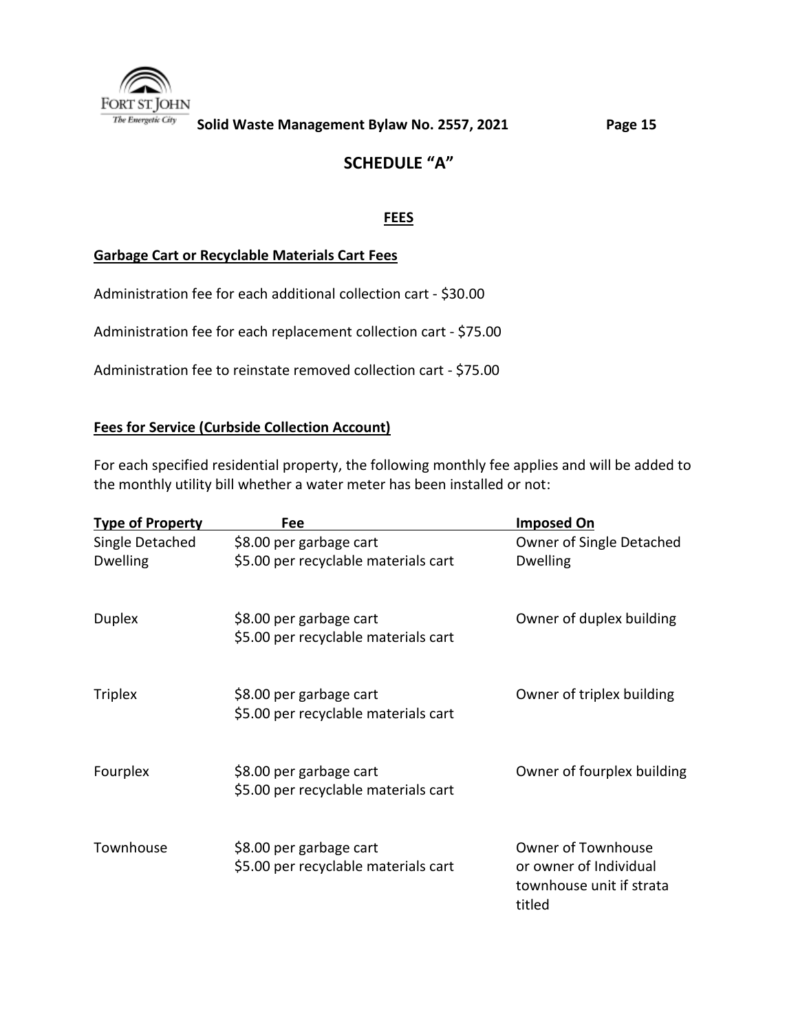# SCHEDULE "A"

## FEES

### Garbage Cart or Recyclable Materials Cart Fees

Administration fee for each additional collection cart - $30.00

Administration fee for each replacement collection cart - $75.00

Administration fee to reinstate removed collection cart - $75.00

### Fees for Service (Curbside Collection Account)

For each specified residential property, the following monthly fee applies and will be added to the monthly utility bill whether a water meter has been installed or not:

| Type of Property | Fee | Imposed On |
|---|---|---|
| Single Detached Dwelling | $8.00 per garbage cart<br>$5.00 per recyclable materials cart | Owner of Single Detached Dwelling |
| Duplex | $8.00 per garbage cart<br>$5.00 per recyclable materials cart | Owner of duplex building |
| Triplex | $8.00 per garbage cart<br>$5.00 per recyclable materials cart | Owner of triplex building |
| Fourplex | $8.00 per garbage cart<br>$5.00 per recyclable materials cart | Owner of fourplex building |
| Townhouse | $8.00 per garbage cart<br>$5.00 per recyclable materials cart | Owner of Townhouse or owner of Individual townhouse unit if strata titled |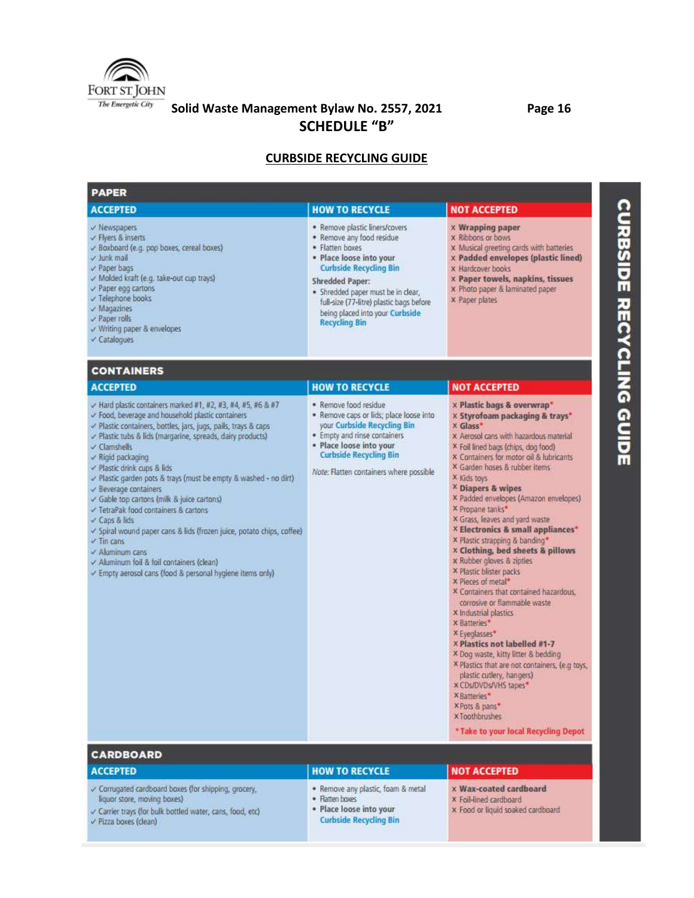Solid Waste Management Bylaw No. 2557, 2021

SCHEDULE "B"

## CURBSIDE RECYCLING GUIDE

### PAPER

| ACCEPTED | HOW TO RECYCLE | NOT ACCEPTED |
|---|---|---|
| ✓ Newspapers<br>✓ Flyers & inserts<br>✓ Boxboard (e.g. pop boxes, cereal boxes)<br>✓ Junk mail<br>✓ Paper bags<br>✓ Molded kraft (e.g. take-out cup trays)<br>✓ Paper egg cartons<br>✓ Telephone books<br>✓ Magazines<br>✓ Paper rolls<br>✓ Writing paper & envelopes<br>✓ Catalogues | • Remove plastic liners/covers<br>• Remove any food residue<br>• Flatten boxes<br>• **Place loose into your Curbside Recycling Bin**<br>**Shredded Paper:**<br>• Shredded paper must be in clear, full-size (77-litre) plastic bags before being placed into your **Curbside Recycling Bin** | x **Wrapping paper**<br>x Ribbons or bows<br>x Musical greeting cards with batteries<br>x **Padded envelopes (plastic lined)**<br>x Hardcover books<br>x **Paper towels, napkins, tissues**<br>x Photo paper & laminated paper<br>x Paper plates |

### CONTAINERS

| ACCEPTED | HOW TO RECYCLE | NOT ACCEPTED |
|---|---|---|
| ✓ Hard plastic containers marked #1, #2, #3, #4, #5, #6 & #7<br>✓ Food, beverage and household plastic containers<br>✓ Plastic containers, bottles, jars, jugs, pails, trays & caps<br>✓ Plastic tubs & lids (margarine, spreads, dairy products)<br>✓ Clamshells<br>✓ Rigid packaging<br>✓ Plastic drink cups & lids<br>✓ Plastic garden pots & trays (must be empty & washed - no dirt)<br>✓ Beverage containers<br>✓ Gable top cartons (milk & juice cartons)<br>✓ TetraPak food containers & cartons<br>✓ Caps & lids<br>✓ Spiral wound paper cans & lids (frozen juice, potato chips, coffee)<br>✓ Tin cans<br>✓ Aluminum cans<br>✓ Aluminum foil & foil containers (clean)<br>✓ Empty aerosol cans (food & personal hygiene items only) | • Remove food residue<br>• Remove caps or lids; place loose into your **Curbside Recycling Bin**<br>• Empty and rinse containers<br>• **Place loose into your Curbside Recycling Bin**<br>*Note:* Flatten containers where possible | x **Plastic bags & overwrap***<br>x **Styrofoam packaging & trays***<br>x **Glass***<br>x Aerosol cans with hazardous material<br>x Foil lined bags (chips, dog food)<br>x Containers for motor oil & lubricants<br>x Garden hoses & rubber items<br>x Kids toys<br>x **Diapers & wipes**<br>x Padded envelopes (Amazon envelopes)<br>x Propane tanks*<br>x Grass, leaves and yard waste<br>x **Electronics & small appliances***<br>x Plastic strapping & banding*<br>x **Clothing, bed sheets & pillows**<br>x Rubber gloves & zipties<br>x Plastic blister packs<br>x Pieces of metal*<br>x Containers that contained hazardous, corrosive or flammable waste<br>x Industrial plastics<br>x Batteries*<br>x Eyeglasses*<br>x **Plastics not labelled #1-7**<br>x Dog waste, kitty litter & bedding<br>x Plastics that are not containers, (e.g toys, plastic cutlery, hangers)<br>x CDs/DVDs/VHS tapes*<br>x Batteries*<br>x Pots & pans*<br>x Toothbrushes<br>***Take to your local Recycling Depot** |

### CARDBOARD

| ACCEPTED | HOW TO RECYCLE | NOT ACCEPTED |
|---|---|---|
| ✓ Corrugated cardboard boxes (for shipping, grocery, liquor store, moving boxes)<br>✓ Carrier trays (for bulk bottled water, cans, food, etc)<br>✓ Pizza boxes (clean) | • Remove any plastic, foam & metal<br>• Flatten boxes<br>• **Place loose into your Curbside Recycling Bin** | x **Wax-coated cardboard**<br>x Foil-lined cardboard<br>x Food or liquid soaked cardboard |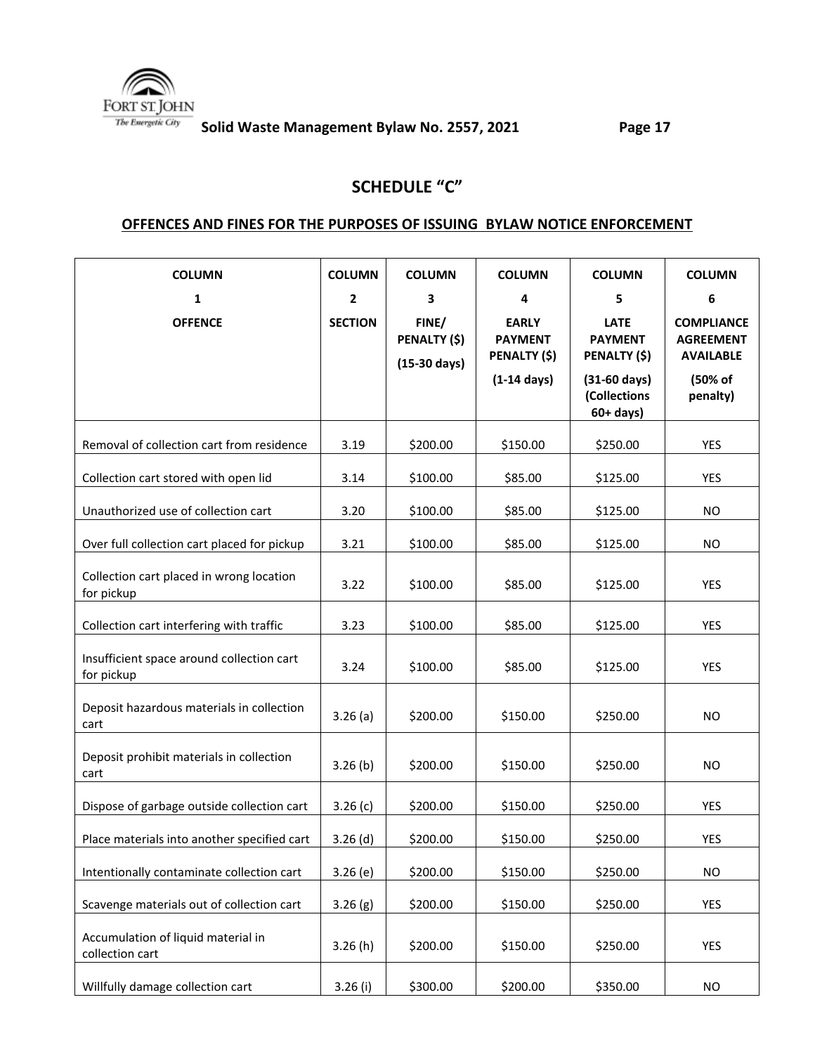# SCHEDULE "C"

## OFFENCES AND FINES FOR THE PURPOSES OF ISSUING BYLAW NOTICE ENFORCEMENT

| COLUMN 1 OFFENCE | COLUMN 2 SECTION | COLUMN 3 FINE/ PENALTY ($) (15-30 days) | COLUMN 4 EARLY PAYMENT PENALTY ($) (1-14 days) | COLUMN 5 LATE PAYMENT PENALTY ($) (31-60 days) (Collections 60+ days) | COLUMN 6 COMPLIANCE AGREEMENT AVAILABLE (50% of penalty) |
|---|---|---|---|---|---|
| Removal of collection cart from residence | 3.19 | $200.00 | $150.00 | $250.00 | YES |
| Collection cart stored with open lid | 3.14 | $100.00 | $85.00 | $125.00 | YES |
| Unauthorized use of collection cart | 3.20 | $100.00 | $85.00 | $125.00 | NO |
| Over full collection cart placed for pickup | 3.21 | $100.00 | $85.00 | $125.00 | NO |
| Collection cart placed in wrong location for pickup | 3.22 | $100.00 | $85.00 | $125.00 | YES |
| Collection cart interfering with traffic | 3.23 | $100.00 | $85.00 | $125.00 | YES |
| Insufficient space around collection cart for pickup | 3.24 | $100.00 | $85.00 | $125.00 | YES |
| Deposit hazardous materials in collection cart | 3.26 (a) | $200.00 | $150.00 | $250.00 | NO |
| Deposit prohibit materials in collection cart | 3.26 (b) | $200.00 | $150.00 | $250.00 | NO |
| Dispose of garbage outside collection cart | 3.26 (c) | $200.00 | $150.00 | $250.00 | YES |
| Place materials into another specified cart | 3.26 (d) | $200.00 | $150.00 | $250.00 | YES |
| Intentionally contaminate collection cart | 3.26 (e) | $200.00 | $150.00 | $250.00 | NO |
| Scavenge materials out of collection cart | 3.26 (g) | $200.00 | $150.00 | $250.00 | YES |
| Accumulation of liquid material in collection cart | 3.26 (h) | $200.00 | $150.00 | $250.00 | YES |
| Willfully damage collection cart | 3.26 (i) | $300.00 | $200.00 | $350.00 | NO |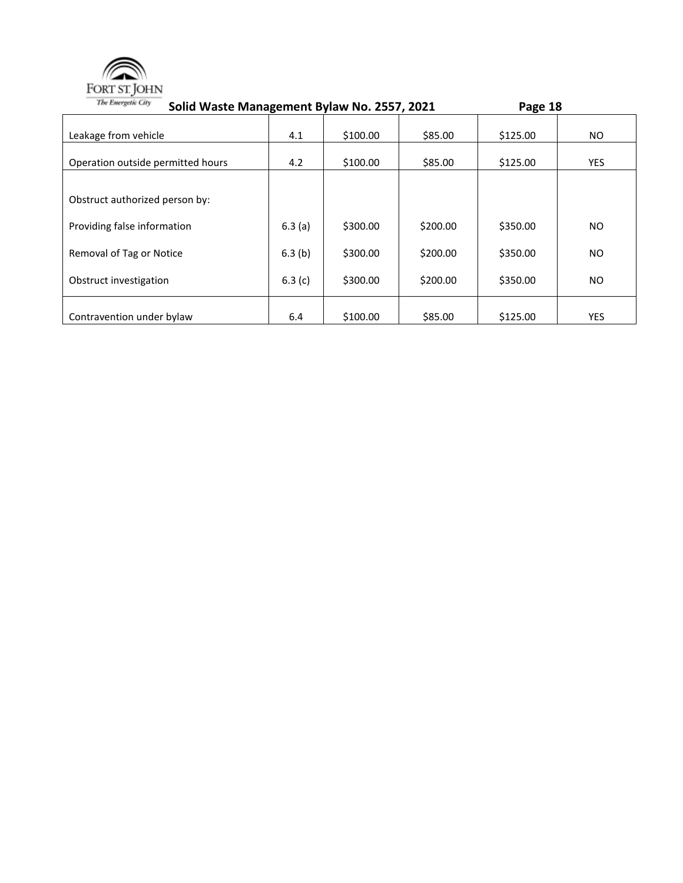| | | | | | |
|---|---|---|---|---|---|
| Leakage from vehicle | 4.1 | $100.00 | $85.00 | $125.00 | NO |
| Operation outside permitted hours | 4.2 | $100.00 | $85.00 | $125.00 | YES |
| Obstruct authorized person by: | | | | | |
| Providing false information | 6.3 (a) | $300.00 | $200.00 | $350.00 | NO |
| Removal of Tag or Notice | 6.3 (b) | $300.00 | $200.00 | $350.00 | NO |
| Obstruct investigation | 6.3 (c) | $300.00 | $200.00 | $350.00 | NO |
| Contravention under bylaw | 6.4 | $100.00 | $85.00 | $125.00 | YES |